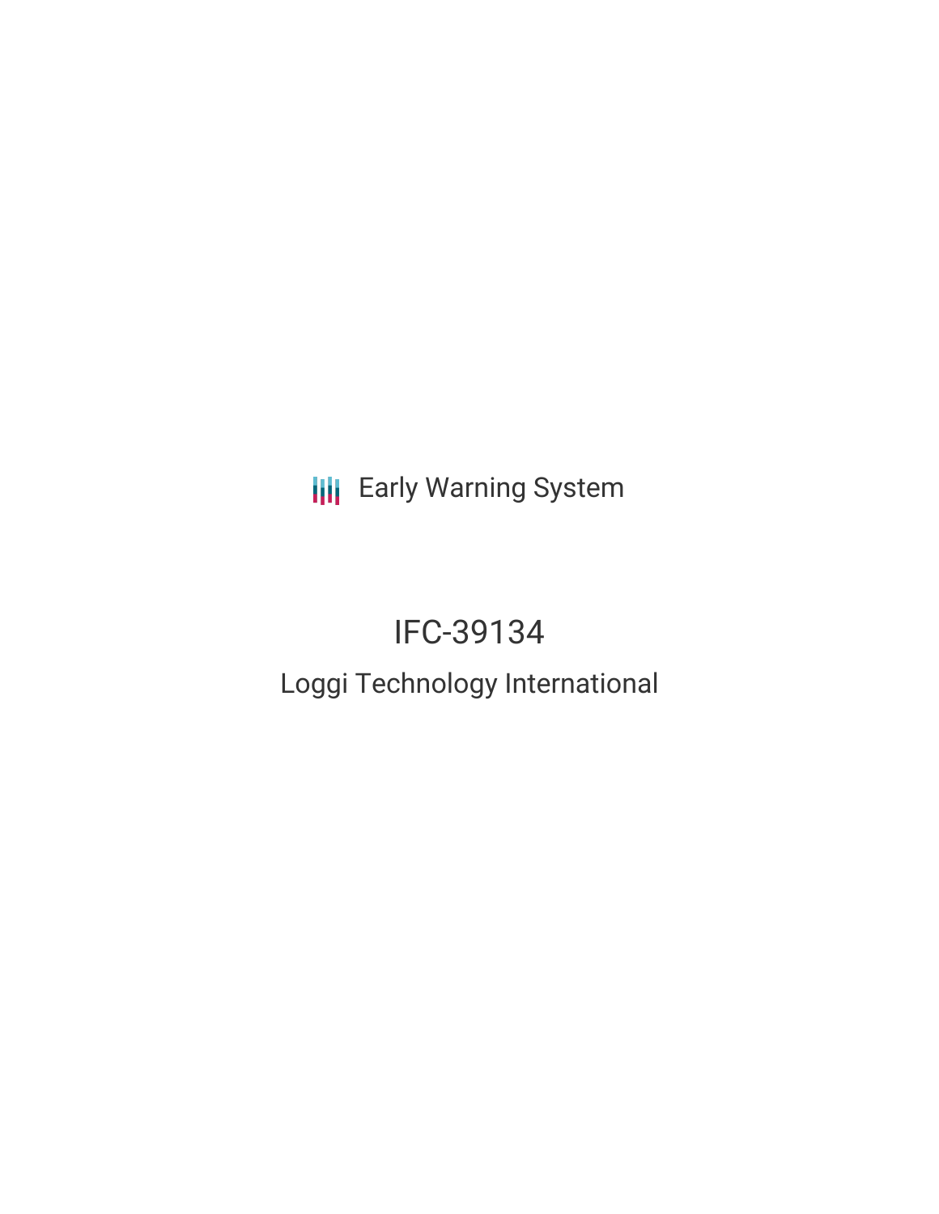Early Warning System

# IFC-39134

## Loggi Technology International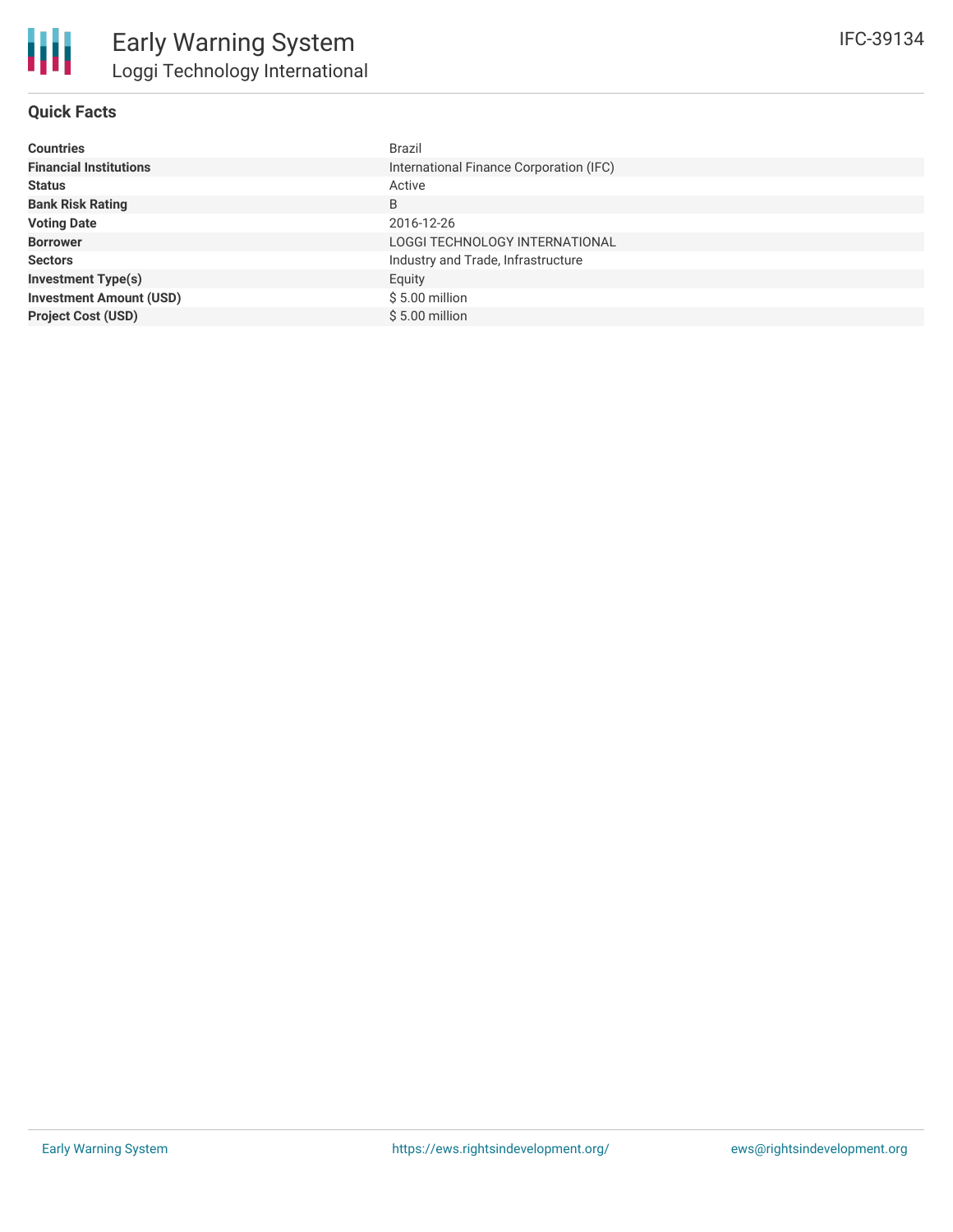## Quick Facts

| | |
|---|---|
| **Countries** | Brazil |
| **Financial Institutions** | International Finance Corporation (IFC) |
| **Status** | Active |
| **Bank Risk Rating** | B |
| **Voting Date** | 2016-12-26 |
| **Borrower** | LOGGI TECHNOLOGY INTERNATIONAL |
| **Sectors** | Industry and Trade, Infrastructure |
| **Investment Type(s)** | Equity |
| **Investment Amount (USD)** | $ 5.00 million |
| **Project Cost (USD)** | $ 5.00 million |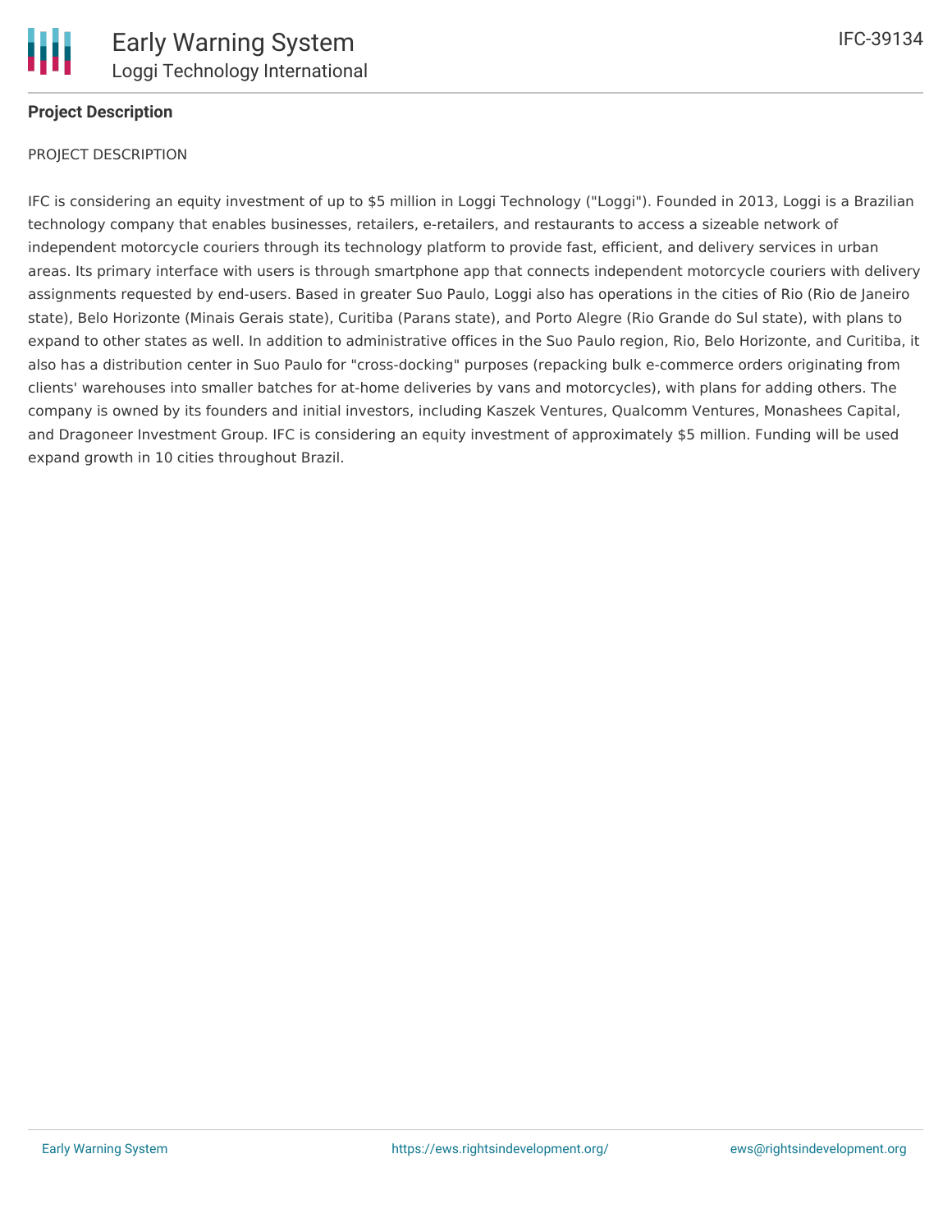**Project Description**

PROJECT DESCRIPTION

IFC is considering an equity investment of up to $5 million in Loggi Technology ("Loggi"). Founded in 2013, Loggi is a Brazilian technology company that enables businesses, retailers, e-retailers, and restaurants to access a sizeable network of independent motorcycle couriers through its technology platform to provide fast, efficient, and delivery services in urban areas. Its primary interface with users is through smartphone app that connects independent motorcycle couriers with delivery assignments requested by end-users. Based in greater Suo Paulo, Loggi also has operations in the cities of Rio (Rio de Janeiro state), Belo Horizonte (Minais Gerais state), Curitiba (Parans state), and Porto Alegre (Rio Grande do Sul state), with plans to expand to other states as well. In addition to administrative offices in the Suo Paulo region, Rio, Belo Horizonte, and Curitiba, it also has a distribution center in Suo Paulo for "cross-docking" purposes (repacking bulk e-commerce orders originating from clients' warehouses into smaller batches for at-home deliveries by vans and motorcycles), with plans for adding others. The company is owned by its founders and initial investors, including Kaszek Ventures, Qualcomm Ventures, Monashees Capital, and Dragoneer Investment Group. IFC is considering an equity investment of approximately $5 million. Funding will be used expand growth in 10 cities throughout Brazil.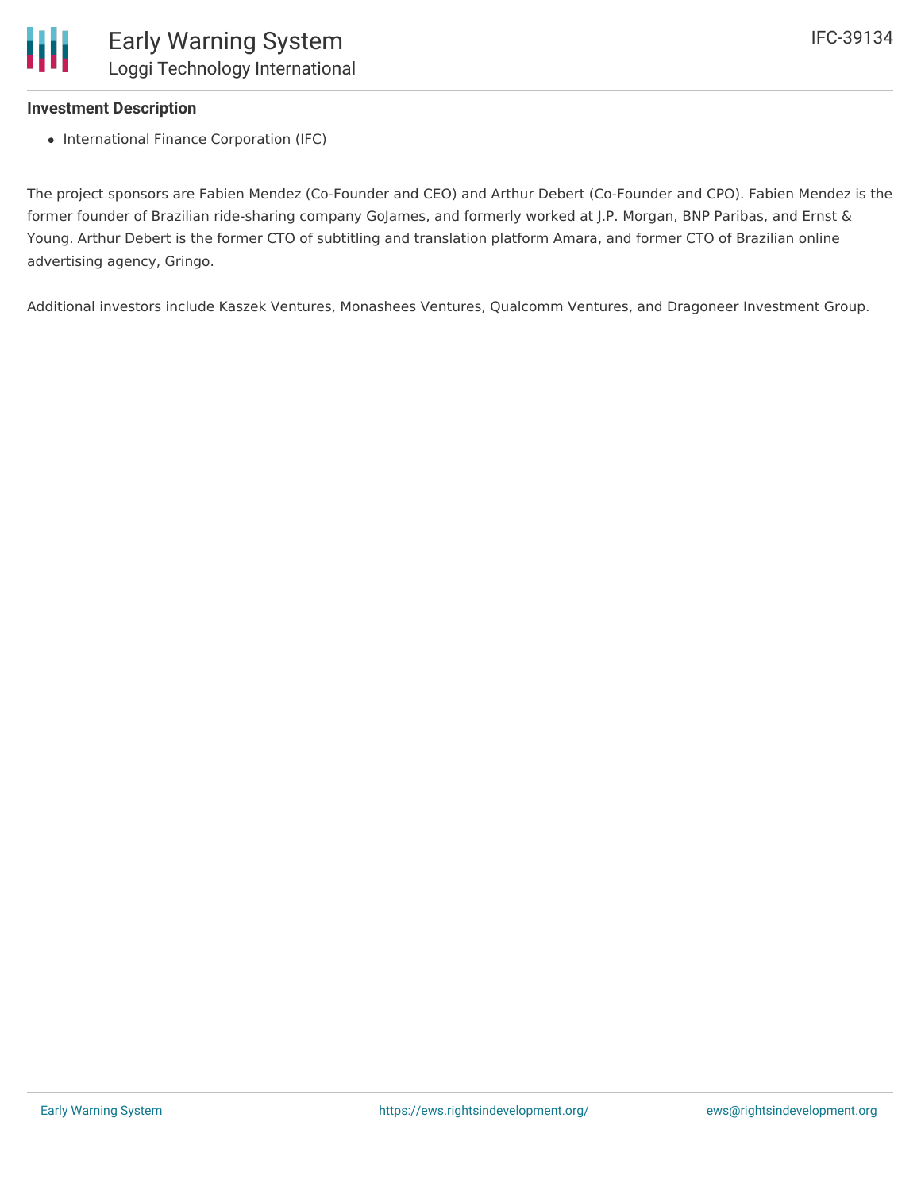**Investment Description**

- International Finance Corporation (IFC)

The project sponsors are Fabien Mendez (Co-Founder and CEO) and Arthur Debert (Co-Founder and CPO). Fabien Mendez is the former founder of Brazilian ride-sharing company GoJames, and formerly worked at J.P. Morgan, BNP Paribas, and Ernst & Young. Arthur Debert is the former CTO of subtitling and translation platform Amara, and former CTO of Brazilian online advertising agency, Gringo.

Additional investors include Kaszek Ventures, Monashees Ventures, Qualcomm Ventures, and Dragoneer Investment Group.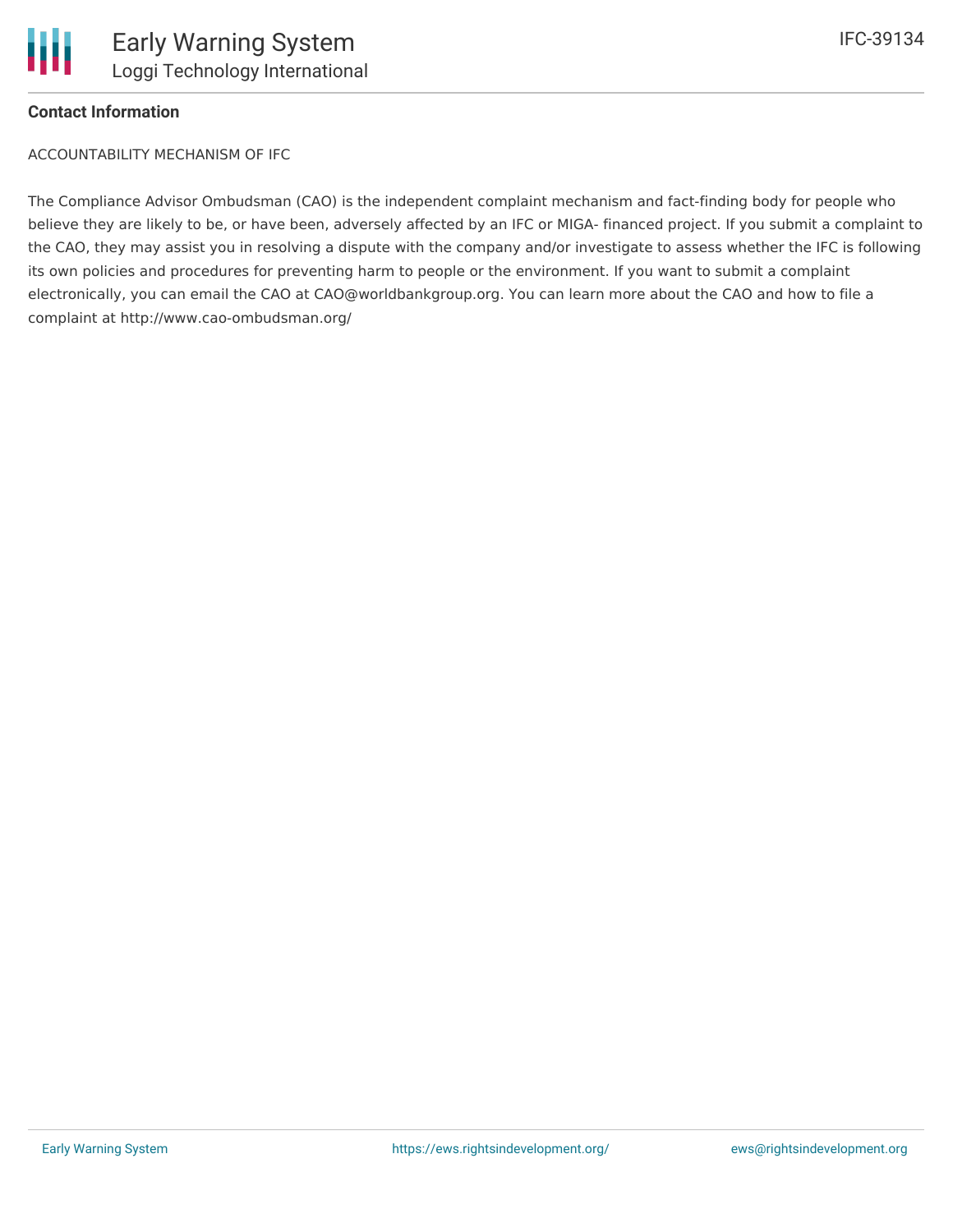#### Contact Information

ACCOUNTABILITY MECHANISM OF IFC

The Compliance Advisor Ombudsman (CAO) is the independent complaint mechanism and fact-finding body for people who believe they are likely to be, or have been, adversely affected by an IFC or MIGA- financed project. If you submit a complaint to the CAO, they may assist you in resolving a dispute with the company and/or investigate to assess whether the IFC is following its own policies and procedures for preventing harm to people or the environment. If you want to submit a complaint electronically, you can email the CAO at CAO@worldbankgroup.org. You can learn more about the CAO and how to file a complaint at http://www.cao-ombudsman.org/